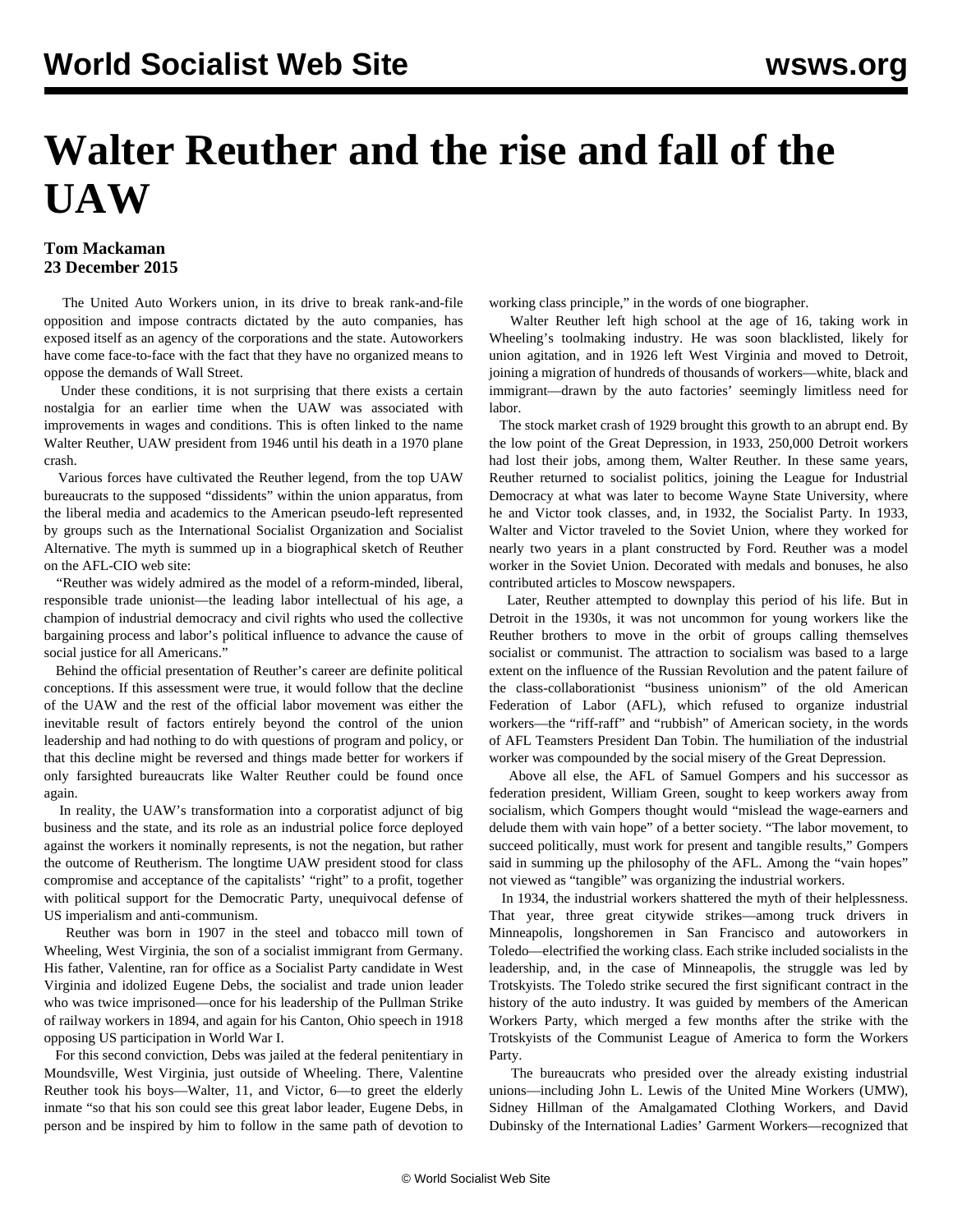# Walter Reuther and the rise and fall of the UAW

**Tom Mackaman**
**23 December 2015**

The United Auto Workers union, in its drive to break rank-and-file opposition and impose contracts dictated by the auto companies, has exposed itself as an agency of the corporations and the state. Autoworkers have come face-to-face with the fact that they have no organized means to oppose the demands of Wall Street.

Under these conditions, it is not surprising that there exists a certain nostalgia for an earlier time when the UAW was associated with improvements in wages and conditions. This is often linked to the name Walter Reuther, UAW president from 1946 until his death in a 1970 plane crash.

Various forces have cultivated the Reuther legend, from the top UAW bureaucrats to the supposed "dissidents" within the union apparatus, from the liberal media and academics to the American pseudo-left represented by groups such as the International Socialist Organization and Socialist Alternative. The myth is summed up in a biographical sketch of Reuther on the AFL-CIO web site:

"Reuther was widely admired as the model of a reform-minded, liberal, responsible trade unionist—the leading labor intellectual of his age, a champion of industrial democracy and civil rights who used the collective bargaining process and labor's political influence to advance the cause of social justice for all Americans."

Behind the official presentation of Reuther's career are definite political conceptions. If this assessment were true, it would follow that the decline of the UAW and the rest of the official labor movement was either the inevitable result of factors entirely beyond the control of the union leadership and had nothing to do with questions of program and policy, or that this decline might be reversed and things made better for workers if only farsighted bureaucrats like Walter Reuther could be found once again.

In reality, the UAW's transformation into a corporatist adjunct of big business and the state, and its role as an industrial police force deployed against the workers it nominally represents, is not the negation, but rather the outcome of Reutherism. The longtime UAW president stood for class compromise and acceptance of the capitalists' "right" to a profit, together with political support for the Democratic Party, unequivocal defense of US imperialism and anti-communism.

Reuther was born in 1907 in the steel and tobacco mill town of Wheeling, West Virginia, the son of a socialist immigrant from Germany. His father, Valentine, ran for office as a Socialist Party candidate in West Virginia and idolized Eugene Debs, the socialist and trade union leader who was twice imprisoned—once for his leadership of the Pullman Strike of railway workers in 1894, and again for his Canton, Ohio speech in 1918 opposing US participation in World War I.

For this second conviction, Debs was jailed at the federal penitentiary in Moundsville, West Virginia, just outside of Wheeling. There, Valentine Reuther took his boys—Walter, 11, and Victor, 6—to greet the elderly inmate "so that his son could see this great labor leader, Eugene Debs, in person and be inspired by him to follow in the same path of devotion to working class principle," in the words of one biographer.

Walter Reuther left high school at the age of 16, taking work in Wheeling's toolmaking industry. He was soon blacklisted, likely for union agitation, and in 1926 left West Virginia and moved to Detroit, joining a migration of hundreds of thousands of workers—white, black and immigrant—drawn by the auto factories' seemingly limitless need for labor.

The stock market crash of 1929 brought this growth to an abrupt end. By the low point of the Great Depression, in 1933, 250,000 Detroit workers had lost their jobs, among them, Walter Reuther. In these same years, Reuther returned to socialist politics, joining the League for Industrial Democracy at what was later to become Wayne State University, where he and Victor took classes, and, in 1932, the Socialist Party. In 1933, Walter and Victor traveled to the Soviet Union, where they worked for nearly two years in a plant constructed by Ford. Reuther was a model worker in the Soviet Union. Decorated with medals and bonuses, he also contributed articles to Moscow newspapers.

Later, Reuther attempted to downplay this period of his life. But in Detroit in the 1930s, it was not uncommon for young workers like the Reuther brothers to move in the orbit of groups calling themselves socialist or communist. The attraction to socialism was based to a large extent on the influence of the Russian Revolution and the patent failure of the class-collaborationist "business unionism" of the old American Federation of Labor (AFL), which refused to organize industrial workers—the "riff-raff" and "rubbish" of American society, in the words of AFL Teamsters President Dan Tobin. The humiliation of the industrial worker was compounded by the social misery of the Great Depression.

Above all else, the AFL of Samuel Gompers and his successor as federation president, William Green, sought to keep workers away from socialism, which Gompers thought would "mislead the wage-earners and delude them with vain hope" of a better society. "The labor movement, to succeed politically, must work for present and tangible results," Gompers said in summing up the philosophy of the AFL. Among the "vain hopes" not viewed as "tangible" was organizing the industrial workers.

In 1934, the industrial workers shattered the myth of their helplessness. That year, three great citywide strikes—among truck drivers in Minneapolis, longshoremen in San Francisco and autoworkers in Toledo—electrified the working class. Each strike included socialists in the leadership, and, in the case of Minneapolis, the struggle was led by Trotskyists. The Toledo strike secured the first significant contract in the history of the auto industry. It was guided by members of the American Workers Party, which merged a few months after the strike with the Trotskyists of the Communist League of America to form the Workers Party.

The bureaucrats who presided over the already existing industrial unions—including John L. Lewis of the United Mine Workers (UMW), Sidney Hillman of the Amalgamated Clothing Workers, and David Dubinsky of the International Ladies' Garment Workers—recognized that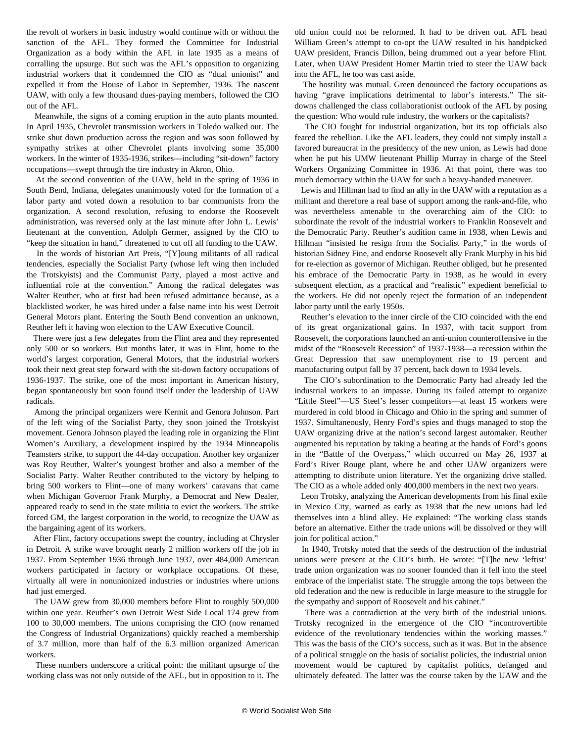the revolt of workers in basic industry would continue with or without the sanction of the AFL. They formed the Committee for Industrial Organization as a body within the AFL in late 1935 as a means of corralling the upsurge. But such was the AFL's opposition to organizing industrial workers that it condemned the CIO as "dual unionist" and expelled it from the House of Labor in September, 1936. The nascent UAW, with only a few thousand dues-paying members, followed the CIO out of the AFL.

Meanwhile, the signs of a coming eruption in the auto plants mounted. In April 1935, Chevrolet transmission workers in Toledo walked out. The strike shut down production across the region and was soon followed by sympathy strikes at other Chevrolet plants involving some 35,000 workers. In the winter of 1935-1936, strikes—including "sit-down" factory occupations—swept through the tire industry in Akron, Ohio.

At the second convention of the UAW, held in the spring of 1936 in South Bend, Indiana, delegates unanimously voted for the formation of a labor party and voted down a resolution to bar communists from the organization. A second resolution, refusing to endorse the Roosevelt administration, was reversed only at the last minute after John L. Lewis' lieutenant at the convention, Adolph Germer, assigned by the CIO to "keep the situation in hand," threatened to cut off all funding to the UAW.

In the words of historian Art Preis, "[Y]oung militants of all radical tendencies, especially the Socialist Party (whose left wing then included the Trotskyists) and the Communist Party, played a most active and influential role at the convention." Among the radical delegates was Walter Reuther, who at first had been refused admittance because, as a blacklisted worker, he was hired under a false name into his west Detroit General Motors plant. Entering the South Bend convention an unknown, Reuther left it having won election to the UAW Executive Council.

There were just a few delegates from the Flint area and they represented only 500 or so workers. But months later, it was in Flint, home to the world's largest corporation, General Motors, that the industrial workers took their next great step forward with the sit-down factory occupations of 1936-1937. The strike, one of the most important in American history, began spontaneously but soon found itself under the leadership of UAW radicals.

Among the principal organizers were Kermit and Genora Johnson. Part of the left wing of the Socialist Party, they soon joined the Trotskyist movement. Genora Johnson played the leading role in organizing the Flint Women's Auxiliary, a development inspired by the 1934 Minneapolis Teamsters strike, to support the 44-day occupation. Another key organizer was Roy Reuther, Walter's youngest brother and also a member of the Socialist Party. Walter Reuther contributed to the victory by helping to bring 500 workers to Flint—one of many workers' caravans that came when Michigan Governor Frank Murphy, a Democrat and New Dealer, appeared ready to send in the state militia to evict the workers. The strike forced GM, the largest corporation in the world, to recognize the UAW as the bargaining agent of its workers.

After Flint, factory occupations swept the country, including at Chrysler in Detroit. A strike wave brought nearly 2 million workers off the job in 1937. From September 1936 through June 1937, over 484,000 American workers participated in factory or workplace occupations. Of these, virtually all were in nonunionized industries or industries where unions had just emerged.

The UAW grew from 30,000 members before Flint to roughly 500,000 within one year. Reuther's own Detroit West Side Local 174 grew from 100 to 30,000 members. The unions comprising the CIO (now renamed the Congress of Industrial Organizations) quickly reached a membership of 3.7 million, more than half of the 6.3 million organized American workers.

These numbers underscore a critical point: the militant upsurge of the working class was not only outside of the AFL, but in opposition to it. The old union could not be reformed. It had to be driven out. AFL head William Green's attempt to co-opt the UAW resulted in his handpicked UAW president, Francis Dillon, being drummed out a year before Flint. Later, when UAW President Homer Martin tried to steer the UAW back into the AFL, he too was cast aside.

The hostility was mutual. Green denounced the factory occupations as having "grave implications detrimental to labor's interests." The sit-downs challenged the class collaborationist outlook of the AFL by posing the question: Who would rule industry, the workers or the capitalists?

The CIO fought for industrial organization, but its top officials also feared the rebellion. Like the AFL leaders, they could not simply install a favored bureaucrat in the presidency of the new union, as Lewis had done when he put his UMW lieutenant Phillip Murray in charge of the Steel Workers Organizing Committee in 1936. At that point, there was too much democracy within the UAW for such a heavy-handed maneuver.

Lewis and Hillman had to find an ally in the UAW with a reputation as a militant and therefore a real base of support among the rank-and-file, who was nevertheless amenable to the overarching aim of the CIO: to subordinate the revolt of the industrial workers to Franklin Roosevelt and the Democratic Party. Reuther's audition came in 1938, when Lewis and Hillman "insisted he resign from the Socialist Party," in the words of historian Sidney Fine, and endorse Roosevelt ally Frank Murphy in his bid for re-election as governor of Michigan. Reuther obliged, but he presented his embrace of the Democratic Party in 1938, as he would in every subsequent election, as a practical and "realistic" expedient beneficial to the workers. He did not openly reject the formation of an independent labor party until the early 1950s.

Reuther's elevation to the inner circle of the CIO coincided with the end of its great organizational gains. In 1937, with tacit support from Roosevelt, the corporations launched an anti-union counteroffensive in the midst of the "Roosevelt Recession" of 1937-1938—a recession within the Great Depression that saw unemployment rise to 19 percent and manufacturing output fall by 37 percent, back down to 1934 levels.

The CIO's subordination to the Democratic Party had already led the industrial workers to an impasse. During its failed attempt to organize "Little Steel"—US Steel's lesser competitors—at least 15 workers were murdered in cold blood in Chicago and Ohio in the spring and summer of 1937. Simultaneously, Henry Ford's spies and thugs managed to stop the UAW organizing drive at the nation's second largest automaker. Reuther augmented his reputation by taking a beating at the hands of Ford's goons in the "Battle of the Overpass," which occurred on May 26, 1937 at Ford's River Rouge plant, where he and other UAW organizers were attempting to distribute union literature. Yet the organizing drive stalled. The CIO as a whole added only 400,000 members in the next two years.

Leon Trotsky, analyzing the American developments from his final exile in Mexico City, warned as early as 1938 that the new unions had led themselves into a blind alley. He explained: "The working class stands before an alternative. Either the trade unions will be dissolved or they will join for political action."

In 1940, Trotsky noted that the seeds of the destruction of the industrial unions were present at the CIO's birth. He wrote: "[T]he new 'leftist' trade union organization was no sooner founded than it fell into the steel embrace of the imperialist state. The struggle among the tops between the old federation and the new is reducible in large measure to the struggle for the sympathy and support of Roosevelt and his cabinet."

There was a contradiction at the very birth of the industrial unions. Trotsky recognized in the emergence of the CIO "incontrovertible evidence of the revolutionary tendencies within the working masses." This was the basis of the CIO's success, such as it was. But in the absence of a political struggle on the basis of socialist policies, the industrial union movement would be captured by capitalist politics, defanged and ultimately defeated. The latter was the course taken by the UAW and the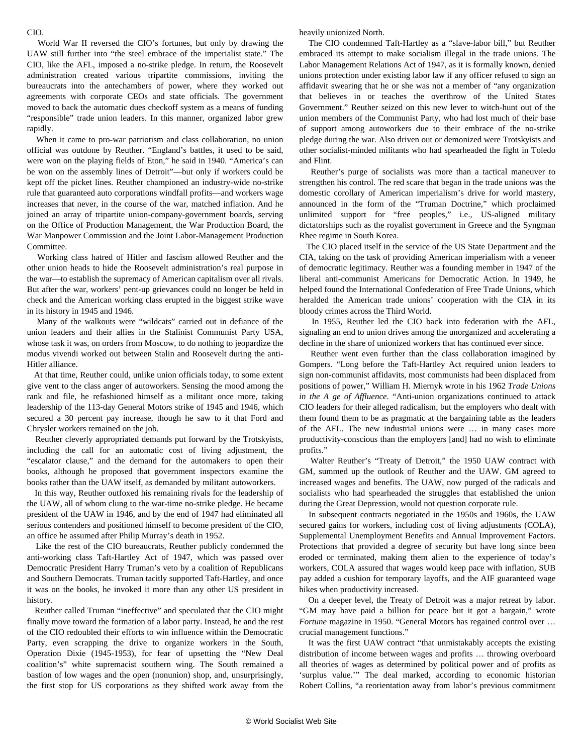CIO.

World War II reversed the CIO's fortunes, but only by drawing the UAW still further into "the steel embrace of the imperialist state." The CIO, like the AFL, imposed a no-strike pledge. In return, the Roosevelt administration created various tripartite commissions, inviting the bureaucrats into the antechambers of power, where they worked out agreements with corporate CEOs and state officials. The government moved to back the automatic dues checkoff system as a means of funding "responsible" trade union leaders. In this manner, organized labor grew rapidly.

When it came to pro-war patriotism and class collaboration, no union official was outdone by Reuther. "England's battles, it used to be said, were won on the playing fields of Eton," he said in 1940. "America's can be won on the assembly lines of Detroit"—but only if workers could be kept off the picket lines. Reuther championed an industry-wide no-strike rule that guaranteed auto corporations windfall profits—and workers wage increases that never, in the course of the war, matched inflation. And he joined an array of tripartite union-company-government boards, serving on the Office of Production Management, the War Production Board, the War Manpower Commission and the Joint Labor-Management Production Committee.

Working class hatred of Hitler and fascism allowed Reuther and the other union heads to hide the Roosevelt administration's real purpose in the war—to establish the supremacy of American capitalism over all rivals. But after the war, workers' pent-up grievances could no longer be held in check and the American working class erupted in the biggest strike wave in its history in 1945 and 1946.

Many of the walkouts were "wildcats" carried out in defiance of the union leaders and their allies in the Stalinist Communist Party USA, whose task it was, on orders from Moscow, to do nothing to jeopardize the modus vivendi worked out between Stalin and Roosevelt during the anti-Hitler alliance.

At that time, Reuther could, unlike union officials today, to some extent give vent to the class anger of autoworkers. Sensing the mood among the rank and file, he refashioned himself as a militant once more, taking leadership of the 113-day General Motors strike of 1945 and 1946, which secured a 30 percent pay increase, though he saw to it that Ford and Chrysler workers remained on the job.

Reuther cleverly appropriated demands put forward by the Trotskyists, including the call for an automatic cost of living adjustment, the "escalator clause," and the demand for the automakers to open their books, although he proposed that government inspectors examine the books rather than the UAW itself, as demanded by militant autoworkers.

In this way, Reuther outfoxed his remaining rivals for the leadership of the UAW, all of whom clung to the war-time no-strike pledge. He became president of the UAW in 1946, and by the end of 1947 had eliminated all serious contenders and positioned himself to become president of the CIO, an office he assumed after Philip Murray's death in 1952.

Like the rest of the CIO bureaucrats, Reuther publicly condemned the anti-working class Taft-Hartley Act of 1947, which was passed over Democratic President Harry Truman's veto by a coalition of Republicans and Southern Democrats. Truman tacitly supported Taft-Hartley, and once it was on the books, he invoked it more than any other US president in history.

Reuther called Truman "ineffective" and speculated that the CIO might finally move toward the formation of a labor party. Instead, he and the rest of the CIO redoubled their efforts to win influence within the Democratic Party, even scrapping the drive to organize workers in the South, Operation Dixie (1945-1953), for fear of upsetting the "New Deal coalition's" white supremacist southern wing. The South remained a bastion of low wages and the open (nonunion) shop, and, unsurprisingly, the first stop for US corporations as they shifted work away from the heavily unionized North.

The CIO condemned Taft-Hartley as a "slave-labor bill," but Reuther embraced its attempt to make socialism illegal in the trade unions. The Labor Management Relations Act of 1947, as it is formally known, denied unions protection under existing labor law if any officer refused to sign an affidavit swearing that he or she was not a member of "any organization that believes in or teaches the overthrow of the United States Government." Reuther seized on this new lever to witch-hunt out of the union members of the Communist Party, who had lost much of their base of support among autoworkers due to their embrace of the no-strike pledge during the war. Also driven out or demonized were Trotskyists and other socialist-minded militants who had spearheaded the fight in Toledo and Flint.

Reuther's purge of socialists was more than a tactical maneuver to strengthen his control. The red scare that began in the trade unions was the domestic corollary of American imperialism's drive for world mastery, announced in the form of the "Truman Doctrine," which proclaimed unlimited support for "free peoples," i.e., US-aligned military dictatorships such as the royalist government in Greece and the Syngman Rhee regime in South Korea.

The CIO placed itself in the service of the US State Department and the CIA, taking on the task of providing American imperialism with a veneer of democratic legitimacy. Reuther was a founding member in 1947 of the liberal anti-communist Americans for Democratic Action. In 1949, he helped found the International Confederation of Free Trade Unions, which heralded the American trade unions' cooperation with the CIA in its bloody crimes across the Third World.

In 1955, Reuther led the CIO back into federation with the AFL, signaling an end to union drives among the unorganized and accelerating a decline in the share of unionized workers that has continued ever since.

Reuther went even further than the class collaboration imagined by Gompers. "Long before the Taft-Hartley Act required union leaders to sign non-communist affidavits, most communists had been displaced from positions of power," William H. Miernyk wrote in his 1962 *Trade Unions in the A ge of Affluence*. "Anti-union organizations continued to attack CIO leaders for their alleged radicalism, but the employers who dealt with them found them to be as pragmatic at the bargaining table as the leaders of the AFL. The new industrial unions were … in many cases more productivity-conscious than the employers [and] had no wish to eliminate profits."

Walter Reuther's "Treaty of Detroit," the 1950 UAW contract with GM, summed up the outlook of Reuther and the UAW. GM agreed to increased wages and benefits. The UAW, now purged of the radicals and socialists who had spearheaded the struggles that established the union during the Great Depression, would not question corporate rule.

In subsequent contracts negotiated in the 1950s and 1960s, the UAW secured gains for workers, including cost of living adjustments (COLA), Supplemental Unemployment Benefits and Annual Improvement Factors. Protections that provided a degree of security but have long since been eroded or terminated, making them alien to the experience of today's workers, COLA assured that wages would keep pace with inflation, SUB pay added a cushion for temporary layoffs, and the AIF guaranteed wage hikes when productivity increased.

On a deeper level, the Treaty of Detroit was a major retreat by labor. "GM may have paid a billion for peace but it got a bargain," wrote *Fortune* magazine in 1950. "General Motors has regained control over … crucial management functions."

It was the first UAW contract "that unmistakably accepts the existing distribution of income between wages and profits … throwing overboard all theories of wages as determined by political power and of profits as 'surplus value.'" The deal marked, according to economic historian Robert Collins, "a reorientation away from labor's previous commitment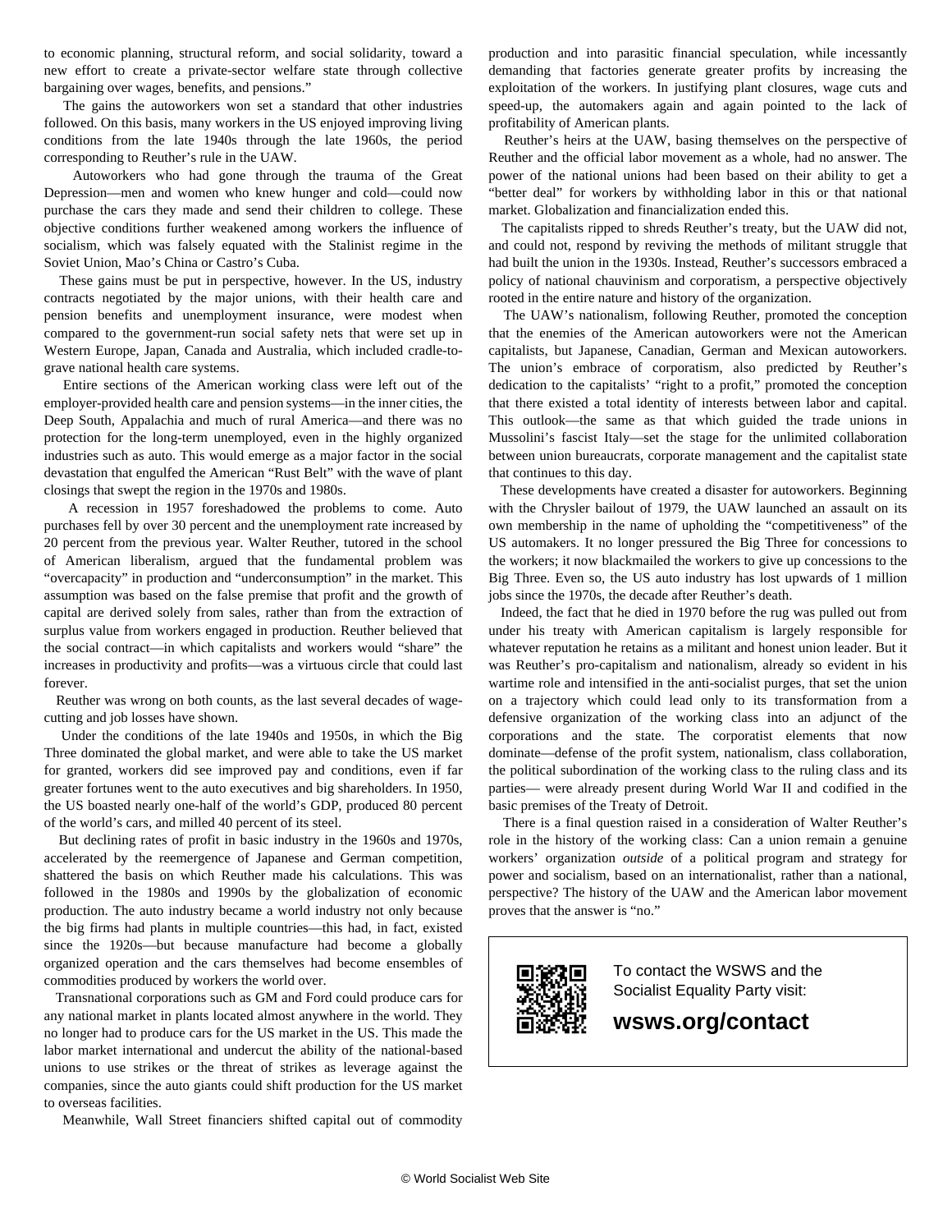to economic planning, structural reform, and social solidarity, toward a new effort to create a private-sector welfare state through collective bargaining over wages, benefits, and pensions."

The gains the autoworkers won set a standard that other industries followed. On this basis, many workers in the US enjoyed improving living conditions from the late 1940s through the late 1960s, the period corresponding to Reuther's rule in the UAW.

Autoworkers who had gone through the trauma of the Great Depression—men and women who knew hunger and cold—could now purchase the cars they made and send their children to college. These objective conditions further weakened among workers the influence of socialism, which was falsely equated with the Stalinist regime in the Soviet Union, Mao's China or Castro's Cuba.

These gains must be put in perspective, however. In the US, industry contracts negotiated by the major unions, with their health care and pension benefits and unemployment insurance, were modest when compared to the government-run social safety nets that were set up in Western Europe, Japan, Canada and Australia, which included cradle-to-grave national health care systems.

Entire sections of the American working class were left out of the employer-provided health care and pension systems—in the inner cities, the Deep South, Appalachia and much of rural America—and there was no protection for the long-term unemployed, even in the highly organized industries such as auto. This would emerge as a major factor in the social devastation that engulfed the American "Rust Belt" with the wave of plant closings that swept the region in the 1970s and 1980s.

A recession in 1957 foreshadowed the problems to come. Auto purchases fell by over 30 percent and the unemployment rate increased by 20 percent from the previous year. Walter Reuther, tutored in the school of American liberalism, argued that the fundamental problem was "overcapacity" in production and "underconsumption" in the market. This assumption was based on the false premise that profit and the growth of capital are derived solely from sales, rather than from the extraction of surplus value from workers engaged in production. Reuther believed that the social contract—in which capitalists and workers would "share" the increases in productivity and profits—was a virtuous circle that could last forever.

Reuther was wrong on both counts, as the last several decades of wage-cutting and job losses have shown.

Under the conditions of the late 1940s and 1950s, in which the Big Three dominated the global market, and were able to take the US market for granted, workers did see improved pay and conditions, even if far greater fortunes went to the auto executives and big shareholders. In 1950, the US boasted nearly one-half of the world's GDP, produced 80 percent of the world's cars, and milled 40 percent of its steel.

But declining rates of profit in basic industry in the 1960s and 1970s, accelerated by the reemergence of Japanese and German competition, shattered the basis on which Reuther made his calculations. This was followed in the 1980s and 1990s by the globalization of economic production. The auto industry became a world industry not only because the big firms had plants in multiple countries—this had, in fact, existed since the 1920s—but because manufacture had become a globally organized operation and the cars themselves had become ensembles of commodities produced by workers the world over.

Transnational corporations such as GM and Ford could produce cars for any national market in plants located almost anywhere in the world. They no longer had to produce cars for the US market in the US. This made the labor market international and undercut the ability of the national-based unions to use strikes or the threat of strikes as leverage against the companies, since the auto giants could shift production for the US market to overseas facilities.

Meanwhile, Wall Street financiers shifted capital out of commodity production and into parasitic financial speculation, while incessantly demanding that factories generate greater profits by increasing the exploitation of the workers. In justifying plant closures, wage cuts and speed-up, the automakers again and again pointed to the lack of profitability of American plants.

Reuther's heirs at the UAW, basing themselves on the perspective of Reuther and the official labor movement as a whole, had no answer. The power of the national unions had been based on their ability to get a "better deal" for workers by withholding labor in this or that national market. Globalization and financialization ended this.

The capitalists ripped to shreds Reuther's treaty, but the UAW did not, and could not, respond by reviving the methods of militant struggle that had built the union in the 1930s. Instead, Reuther's successors embraced a policy of national chauvinism and corporatism, a perspective objectively rooted in the entire nature and history of the organization.

The UAW's nationalism, following Reuther, promoted the conception that the enemies of the American autoworkers were not the American capitalists, but Japanese, Canadian, German and Mexican autoworkers. The union's embrace of corporatism, also predicted by Reuther's dedication to the capitalists' "right to a profit," promoted the conception that there existed a total identity of interests between labor and capital. This outlook—the same as that which guided the trade unions in Mussolini's fascist Italy—set the stage for the unlimited collaboration between union bureaucrats, corporate management and the capitalist state that continues to this day.

These developments have created a disaster for autoworkers. Beginning with the Chrysler bailout of 1979, the UAW launched an assault on its own membership in the name of upholding the "competitiveness" of the US automakers. It no longer pressured the Big Three for concessions to the workers; it now blackmailed the workers to give up concessions to the Big Three. Even so, the US auto industry has lost upwards of 1 million jobs since the 1970s, the decade after Reuther's death.

Indeed, the fact that he died in 1970 before the rug was pulled out from under his treaty with American capitalism is largely responsible for whatever reputation he retains as a militant and honest union leader. But it was Reuther's pro-capitalism and nationalism, already so evident in his wartime role and intensified in the anti-socialist purges, that set the union on a trajectory which could lead only to its transformation from a defensive organization of the working class into an adjunct of the corporations and the state. The corporatist elements that now dominate—defense of the profit system, nationalism, class collaboration, the political subordination of the working class to the ruling class and its parties— were already present during World War II and codified in the basic premises of the Treaty of Detroit.

There is a final question raised in a consideration of Walter Reuther's role in the history of the working class: Can a union remain a genuine workers' organization *outside* of a political program and strategy for power and socialism, based on an internationalist, rather than a national, perspective? The history of the UAW and the American labor movement proves that the answer is "no."

To contact the WSWS and the Socialist Equality Party visit:

**wsws.org/contact**